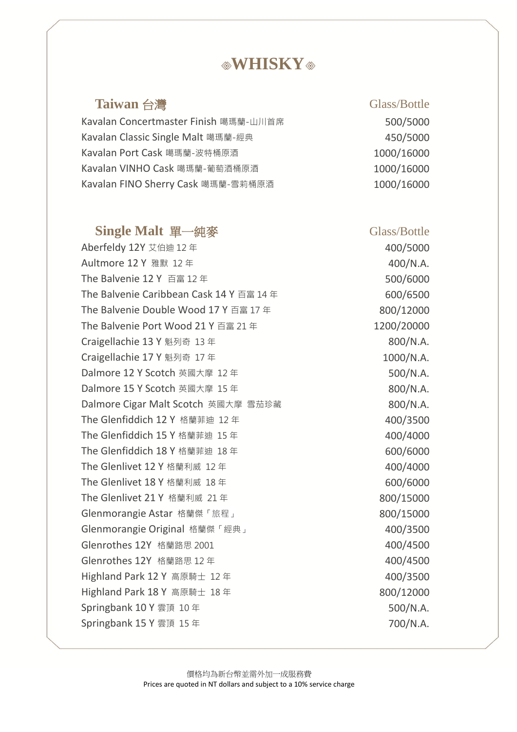# ◈WHISKY◈

## Taiwan 台灣

| Taiwan 台灣 | Glass/Bottle |
|---|---|
| Kavalan Concertmaster Finish 噶瑪蘭-山川首席 | 500/5000 |
| Kavalan Classic Single Malt 噶瑪蘭-經典 | 450/5000 |
| Kavalan Port Cask 噶瑪蘭-波特桶原酒 | 1000/16000 |
| Kavalan VINHO Cask 噶瑪蘭-葡萄酒桶原酒 | 1000/16000 |
| Kavalan FINO Sherry Cask 噶瑪蘭-雪莉桶原酒 | 1000/16000 |

## Single Malt 單一純麥

| Single Malt 單一純麥 | Glass/Bottle |
|---|---|
| Aberfeldy 12Y 艾伯迪 12 年 | 400/5000 |
| Aultmore 12 Y 雅默 12 年 | 400/N.A. |
| The Balvenie 12 Y 百富 12 年 | 500/6000 |
| The Balvenie Caribbean Cask 14 Y 百富 14 年 | 600/6500 |
| The Balvenie Double Wood 17 Y 百富 17 年 | 800/12000 |
| The Balvenie Port Wood 21 Y 百富 21 年 | 1200/20000 |
| Craigellachie 13 Y 魁列奇 13 年 | 800/N.A. |
| Craigellachie 17 Y 魁列奇 17 年 | 1000/N.A. |
| Dalmore 12 Y Scotch 英國大摩 12 年 | 500/N.A. |
| Dalmore 15 Y Scotch 英國大摩 15 年 | 800/N.A. |
| Dalmore Cigar Malt Scotch 英國大摩 雪茄珍藏 | 800/N.A. |
| The Glenfiddich 12 Y 格蘭菲迪 12 年 | 400/3500 |
| The Glenfiddich 15 Y 格蘭菲迪 15 年 | 400/4000 |
| The Glenfiddich 18 Y 格蘭菲迪 18 年 | 600/6000 |
| The Glenlivet 12 Y 格蘭利威 12 年 | 400/4000 |
| The Glenlivet 18 Y 格蘭利威 18 年 | 600/6000 |
| The Glenlivet 21 Y 格蘭利威 21 年 | 800/15000 |
| Glenmorangie Astar 格蘭傑「旅程」 | 800/15000 |
| Glenmorangie Original 格蘭傑「經典」 | 400/3500 |
| Glenrothes 12Y 格蘭路思 2001 | 400/4500 |
| Glenrothes 12Y 格蘭路思 12 年 | 400/4500 |
| Highland Park 12 Y 高原騎士 12 年 | 400/3500 |
| Highland Park 18 Y 高原騎士 18 年 | 800/12000 |
| Springbank 10 Y 雲頂 10 年 | 500/N.A. |
| Springbank 15 Y 雲頂 15 年 | 700/N.A. |

價格均為新台幣並需外加一成服務費
Prices are quoted in NT dollars and subject to a 10% service charge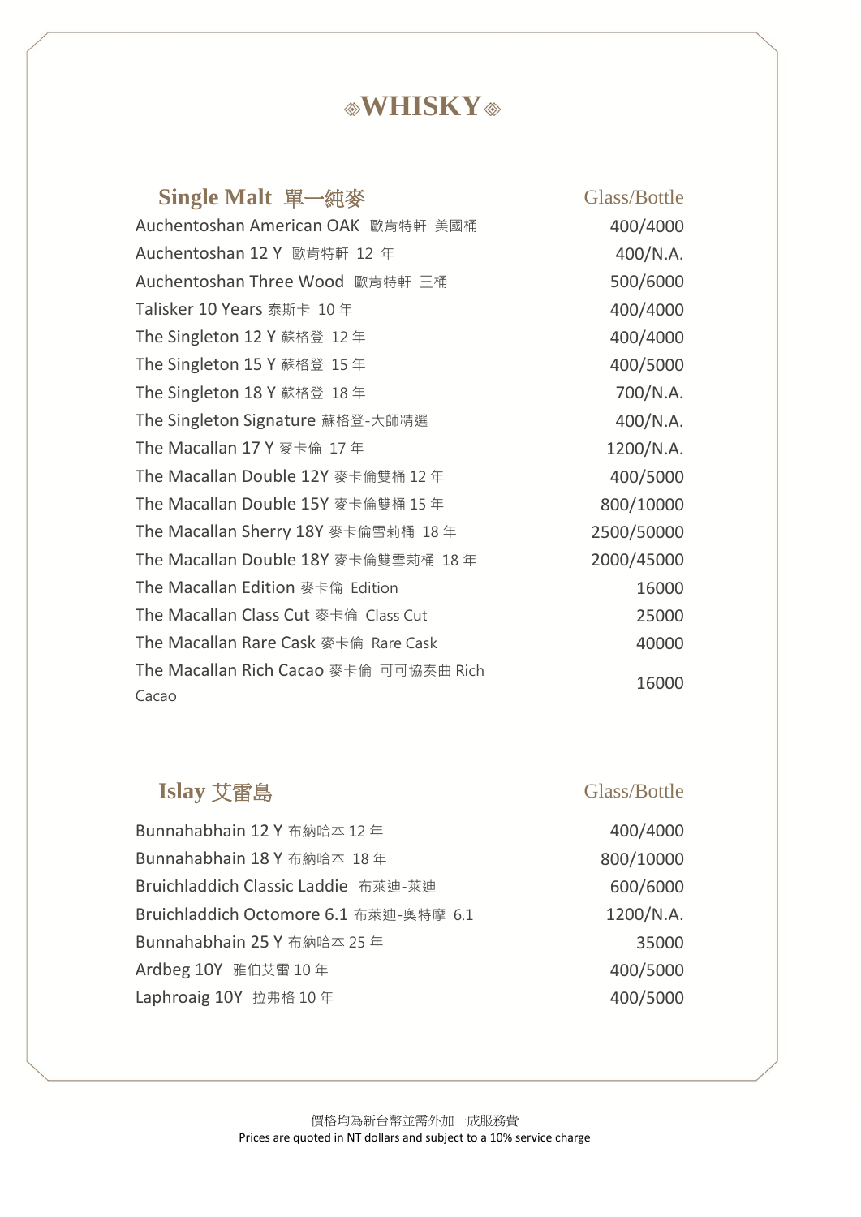# ◈WHISKY◈

| Single Malt 單一純麥 | Glass/Bottle |
|---|---|
| Auchentoshan American OAK 歐肯特軒 美國桶 | 400/4000 |
| Auchentoshan 12 Y 歐肯特軒 12 年 | 400/N.A. |
| Auchentoshan Three Wood 歐肯特軒 三桶 | 500/6000 |
| Talisker 10 Years 泰斯卡 10 年 | 400/4000 |
| The Singleton 12 Y 蘇格登 12 年 | 400/4000 |
| The Singleton 15 Y 蘇格登 15 年 | 400/5000 |
| The Singleton 18 Y 蘇格登 18 年 | 700/N.A. |
| The Singleton Signature 蘇格登-大師精選 | 400/N.A. |
| The Macallan 17 Y 麥卡倫 17 年 | 1200/N.A. |
| The Macallan Double 12Y 麥卡倫雙桶 12 年 | 400/5000 |
| The Macallan Double 15Y 麥卡倫雙桶 15 年 | 800/10000 |
| The Macallan Sherry 18Y 麥卡倫雪莉桶 18 年 | 2500/50000 |
| The Macallan Double 18Y 麥卡倫雙雪莉桶 18 年 | 2000/45000 |
| The Macallan Edition 麥卡倫 Edition | 16000 |
| The Macallan Class Cut 麥卡倫 Class Cut | 25000 |
| The Macallan Rare Cask 麥卡倫 Rare Cask | 40000 |
| The Macallan Rich Cacao 麥卡倫 可可協奏曲 Rich Cacao | 16000 |

| Islay 艾雷島 | Glass/Bottle |
|---|---|
| Bunnahabhain 12 Y 布納哈本 12 年 | 400/4000 |
| Bunnahabhain 18 Y 布納哈本 18 年 | 800/10000 |
| Bruichladdich Classic Laddie 布萊迪-萊迪 | 600/6000 |
| Bruichladdich Octomore 6.1 布萊迪-奧特摩 6.1 | 1200/N.A. |
| Bunnahabhain 25 Y 布納哈本 25 年 | 35000 |
| Ardbeg 10Y 雅伯艾雷 10 年 | 400/5000 |
| Laphroaig 10Y 拉弗格 10 年 | 400/5000 |

價格均為新台幣並需外加一成服務費
Prices are quoted in NT dollars and subject to a 10% service charge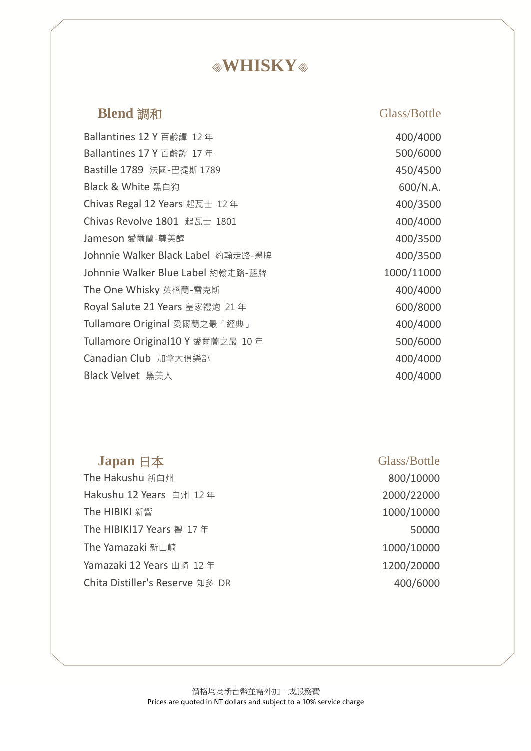# ◈WHISKY◈

## Blend 調和

| Blend 調和 | Glass/Bottle |
|---|---|
| Ballantines 12 Y 百齡譚 12 年 | 400/4000 |
| Ballantines 17 Y 百齡譚 17 年 | 500/6000 |
| Bastille 1789 法國-巴提斯 1789 | 450/4500 |
| Black & White 黑白狗 | 600/N.A. |
| Chivas Regal 12 Years 起瓦士 12 年 | 400/3500 |
| Chivas Revolve 1801 起瓦士 1801 | 400/4000 |
| Jameson 愛爾蘭-尊美醇 | 400/3500 |
| Johnnie Walker Black Label 約翰走路-黑牌 | 400/3500 |
| Johnnie Walker Blue Label 約翰走路-藍牌 | 1000/11000 |
| The One Whisky 英格蘭-雷克斯 | 400/4000 |
| Royal Salute 21 Years 皇家禮炮 21 年 | 600/8000 |
| Tullamore Original 愛爾蘭之最「經典」 | 400/4000 |
| Tullamore Original10 Y 愛爾蘭之最 10 年 | 500/6000 |
| Canadian Club 加拿大俱樂部 | 400/4000 |
| Black Velvet 黑美人 | 400/4000 |

## Japan 日本

| Japan 日本 | Glass/Bottle |
|---|---|
| The Hakushu 新白州 | 800/10000 |
| Hakushu 12 Years 白州 12 年 | 2000/22000 |
| The HIBIKI 新響 | 1000/10000 |
| The HIBIKI17 Years 響 17 年 | 50000 |
| The Yamazaki 新山崎 | 1000/10000 |
| Yamazaki 12 Years 山崎 12 年 | 1200/20000 |
| Chita Distiller's Reserve 知多 DR | 400/6000 |

價格均為新台幣並需外加一成服務費
Prices are quoted in NT dollars and subject to a 10% service charge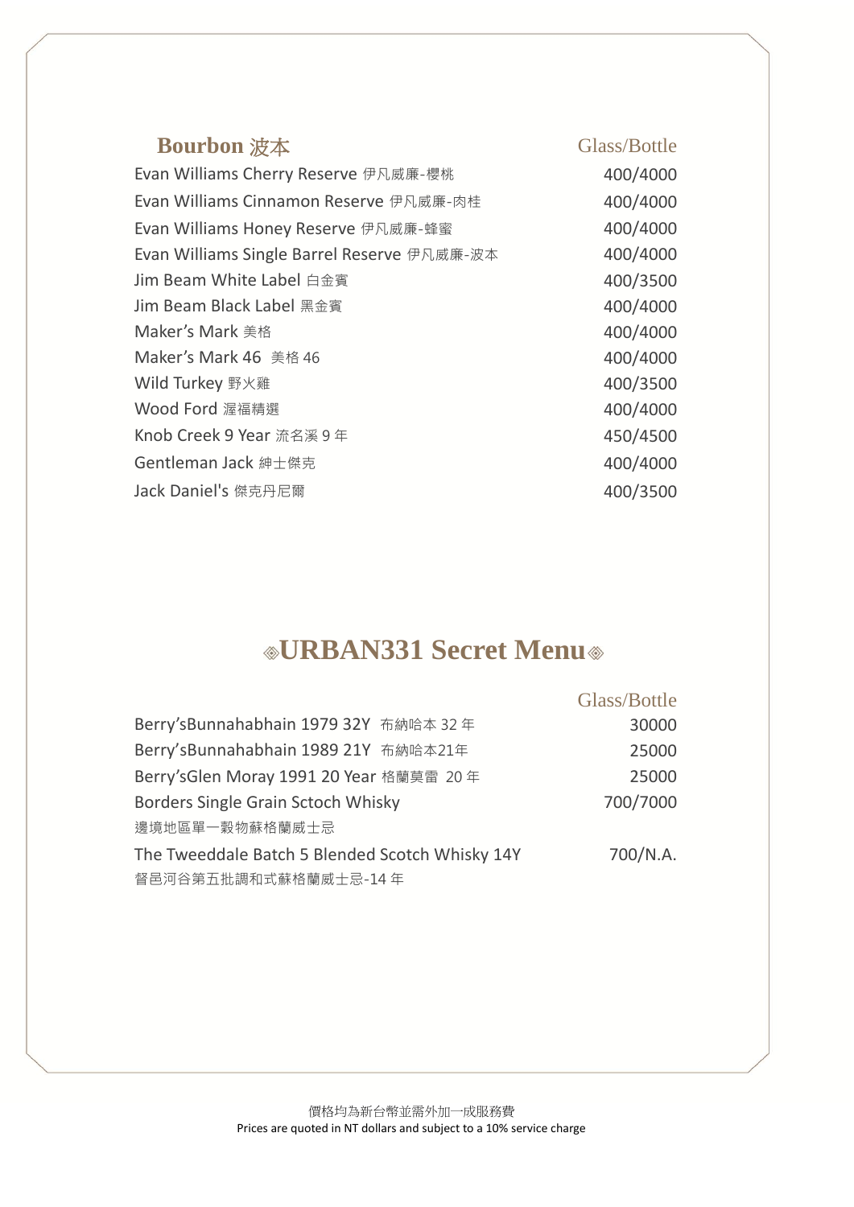## Bourbon 波本

| | Glass/Bottle |
|---|---|
| Evan Williams Cherry Reserve 伊凡威廉-櫻桃 | 400/4000 |
| Evan Williams Cinnamon Reserve 伊凡威廉-肉桂 | 400/4000 |
| Evan Williams Honey Reserve 伊凡威廉-蜂蜜 | 400/4000 |
| Evan Williams Single Barrel Reserve 伊凡威廉-波本 | 400/4000 |
| Jim Beam White Label 白金賓 | 400/3500 |
| Jim Beam Black Label 黑金賓 | 400/4000 |
| Maker's Mark 美格 | 400/4000 |
| Maker's Mark 46 美格 46 | 400/4000 |
| Wild Turkey 野火雞 | 400/3500 |
| Wood Ford 渥福精選 | 400/4000 |
| Knob Creek 9 Year 流名溪 9 年 | 450/4500 |
| Gentleman Jack 紳士傑克 | 400/4000 |
| Jack Daniel's 傑克丹尼爾 | 400/3500 |

## ◈URBAN331 Secret Menu◈

| | Glass/Bottle |
|---|---|
| Berry'sBunnahabhain 1979 32Y 布納哈本 32 年 | 30000 |
| Berry'sBunnahabhain 1989 21Y 布納哈本21年 | 25000 |
| Berry'sGlen Moray 1991 20 Year 格蘭莫雷 20 年 | 25000 |
| Borders Single Grain Sctoch Whisky<br>邊境地區單一穀物蘇格蘭威士忌 | 700/7000 |
| The Tweeddale Batch 5 Blended Scotch Whisky 14Y<br>督邑河谷第五批調和式蘇格蘭威士忌-14 年 | 700/N.A. |

價格均為新台幣並需外加一成服務費
Prices are quoted in NT dollars and subject to a 10% service charge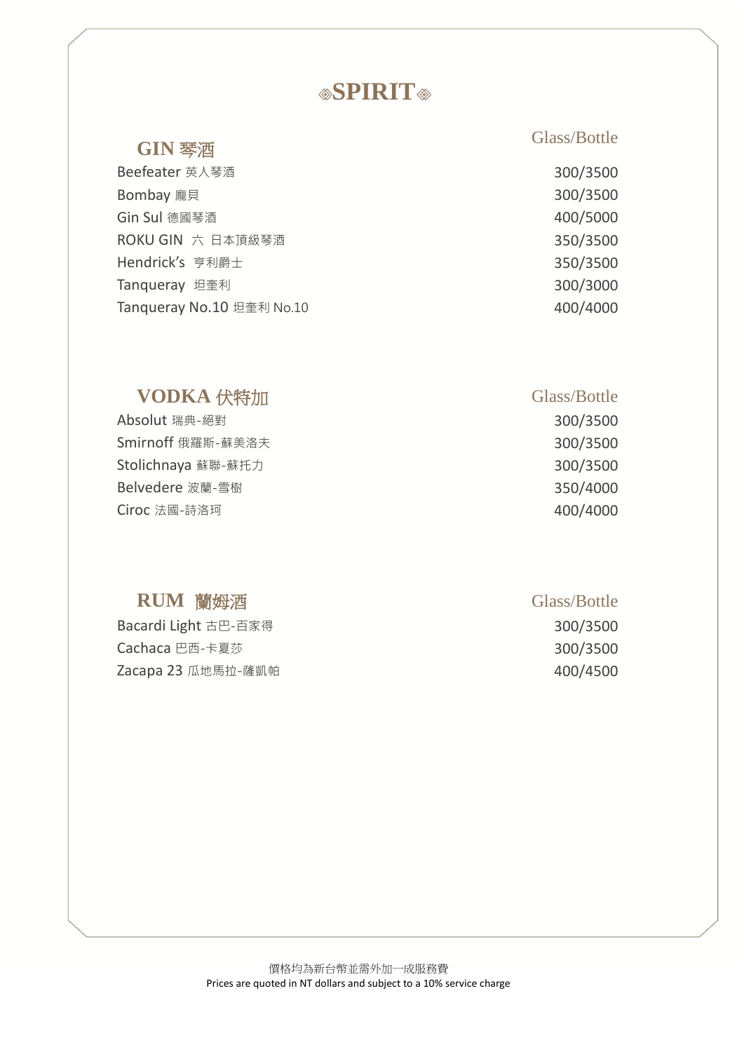# ⟐SPIRIT⟐

## GIN 琴酒

| | Glass/Bottle |
|---|---|
| Beefeater 英人琴酒 | 300/3500 |
| Bombay 龐貝 | 300/3500 |
| Gin Sul 德國琴酒 | 400/5000 |
| ROKU GIN 六 日本頂級琴酒 | 350/3500 |
| Hendrick's 亨利爵士 | 350/3500 |
| Tanqueray 坦奎利 | 300/3000 |
| Tanqueray No.10 坦奎利 No.10 | 400/4000 |

## VODKA 伏特加

| | Glass/Bottle |
|---|---|
| Absolut 瑞典-絕對 | 300/3500 |
| Smirnoff 俄羅斯-蘇美洛夫 | 300/3500 |
| Stolichnaya 蘇聯-蘇托力 | 300/3500 |
| Belvedere 波蘭-雪樹 | 350/4000 |
| Ciroc 法國-詩洛珂 | 400/4000 |

## RUM 蘭姆酒

| | Glass/Bottle |
|---|---|
| Bacardi Light 古巴-百家得 | 300/3500 |
| Cachaca 巴西-卡夏莎 | 300/3500 |
| Zacapa 23 瓜地馬拉-薩凱帕 | 400/4500 |

價格均為新台幣並需外加一成服務費
Prices are quoted in NT dollars and subject to a 10% service charge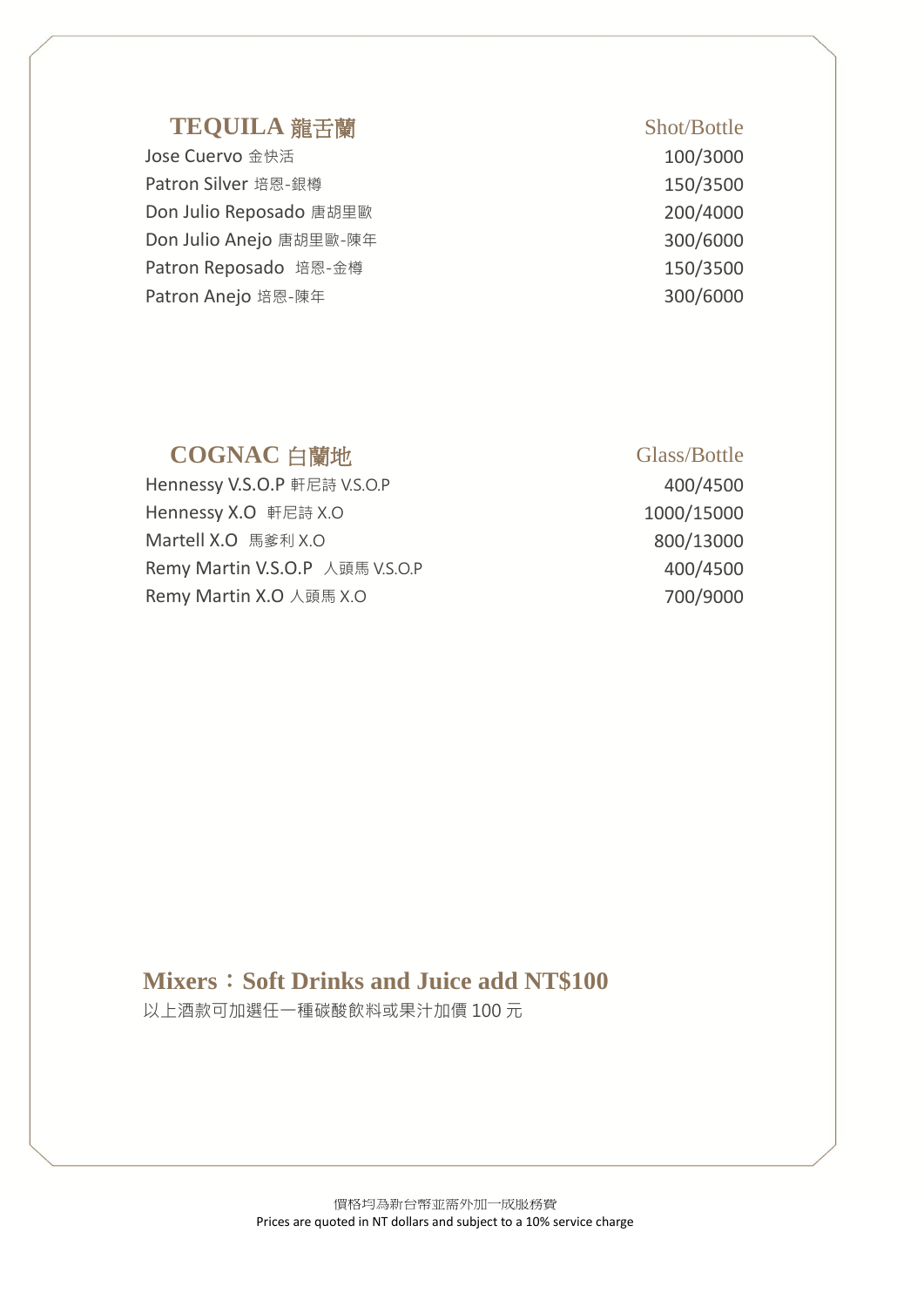## TEQUILA 龍舌蘭

| | Shot/Bottle |
|---|---|
| Jose Cuervo 金快活 | 100/3000 |
| Patron Silver 培恩-銀樽 | 150/3500 |
| Don Julio Reposado 唐胡里歐 | 200/4000 |
| Don Julio Anejo 唐胡里歐-陳年 | 300/6000 |
| Patron Reposado 培恩-金樽 | 150/3500 |
| Patron Anejo 培恩-陳年 | 300/6000 |

## COGNAC 白蘭地

| | Glass/Bottle |
|---|---|
| Hennessy V.S.O.P 軒尼詩 V.S.O.P | 400/4500 |
| Hennessy X.O 軒尼詩 X.O | 1000/15000 |
| Martell X.O 馬爹利 X.O | 800/13000 |
| Remy Martin V.S.O.P 人頭馬 V.S.O.P | 400/4500 |
| Remy Martin X.O 人頭馬 X.O | 700/9000 |

**Mixers：Soft Drinks and Juice add NT$100**

以上酒款可加選任一種碳酸飲料或果汁加價 100 元

價格均為新台幣並需外加一成服務費
Prices are quoted in NT dollars and subject to a 10% service charge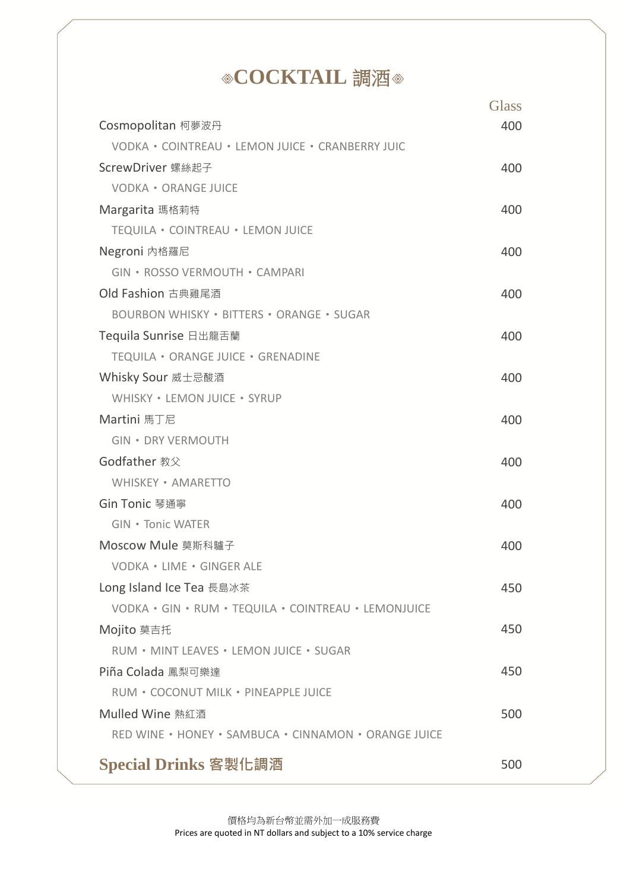# ◈COCKTAIL 調酒◈

| | Glass |
|---|---|
| Cosmopolitan 柯夢波丹 | 400 |
| VODKA・COINTREAU・LEMON JUICE・CRANBERRY JUIC | |
| ScrewDriver 螺絲起子 | 400 |
| VODKA・ORANGE JUICE | |
| Margarita 瑪格莉特 | 400 |
| TEQUILA・COINTREAU・LEMON JUICE | |
| Negroni 內格羅尼 | 400 |
| GIN・ROSSO VERMOUTH・CAMPARI | |
| Old Fashion 古典雞尾酒 | 400 |
| BOURBON WHISKY・BITTERS・ORANGE・SUGAR | |
| Tequila Sunrise 日出龍舌蘭 | 400 |
| TEQUILA・ORANGE JUICE・GRENADINE | |
| Whisky Sour 威士忌酸酒 | 400 |
| WHISKY・LEMON JUICE・SYRUP | |
| Martini 馬丁尼 | 400 |
| GIN・DRY VERMOUTH | |
| Godfather 教父 | 400 |
| WHISKEY・AMARETTO | |
| Gin Tonic 琴通寧 | 400 |
| GIN・Tonic WATER | |
| Moscow Mule 莫斯科驢子 | 400 |
| VODKA・LIME・GINGER ALE | |
| Long Island Ice Tea 長島冰茶 | 450 |
| VODKA・GIN・RUM・TEQUILA・COINTREAU・LEMONJUICE | |
| Mojito 莫吉托 | 450 |
| RUM・MINT LEAVES・LEMON JUICE・SUGAR | |
| Piña Colada 鳳梨可樂達 | 450 |
| RUM・COCONUT MILK・PINEAPPLE JUICE | |
| Mulled Wine 熱紅酒 | 500 |
| RED WINE・HONEY・SAMBUCA・CINNAMON・ORANGE JUICE | |
| **Special Drinks 客製化調酒** | 500 |

價格均為新台幣並需外加一成服務費
Prices are quoted in NT dollars and subject to a 10% service charge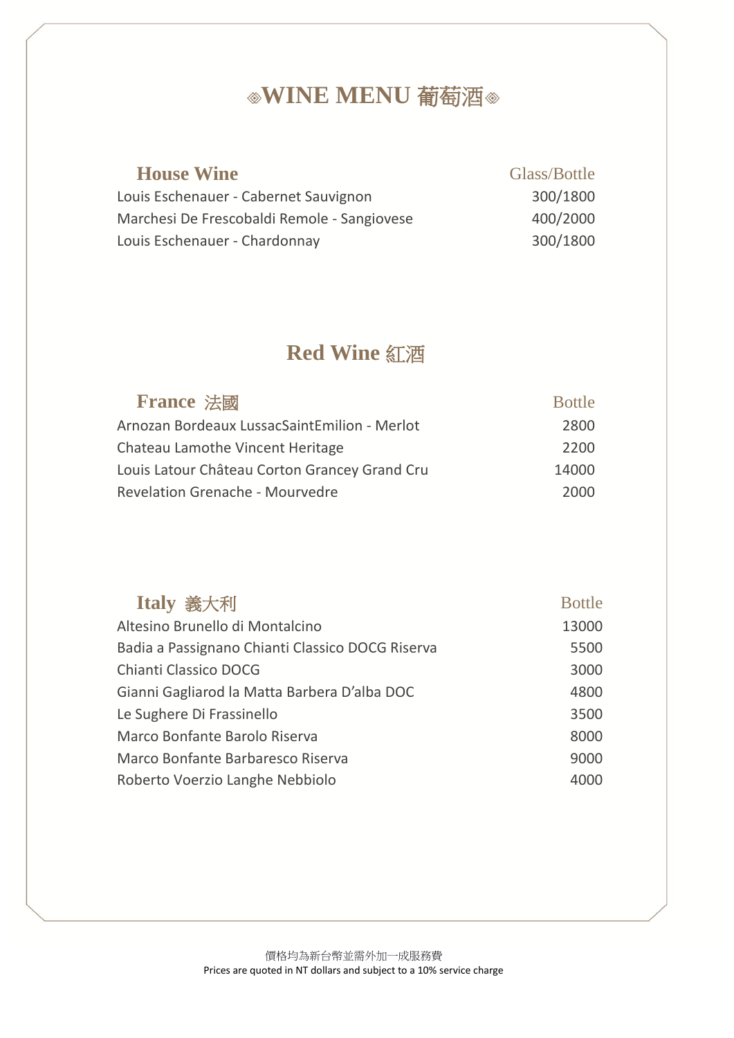# ◈WINE MENU 葡萄酒◈

| House Wine | Glass/Bottle |
| --- | --- |
| Louis Eschenauer - Cabernet Sauvignon | 300/1800 |
| Marchesi De Frescobaldi Remole - Sangiovese | 400/2000 |
| Louis Eschenauer - Chardonnay | 300/1800 |

## Red Wine 紅酒

| France 法國 | Bottle |
| --- | --- |
| Arnozan Bordeaux LussacSaintEmilion - Merlot | 2800 |
| Chateau Lamothe Vincent Heritage | 2200 |
| Louis Latour Château Corton Grancey Grand Cru | 14000 |
| Revelation Grenache - Mourvedre | 2000 |

| Italy 義大利 | Bottle |
| --- | --- |
| Altesino Brunello di Montalcino | 13000 |
| Badia a Passignano Chianti Classico DOCG Riserva | 5500 |
| Chianti Classico DOCG | 3000 |
| Gianni Gagliarod la Matta Barbera D'alba DOC | 4800 |
| Le Sughere Di Frassinello | 3500 |
| Marco Bonfante Barolo Riserva | 8000 |
| Marco Bonfante Barbaresco Riserva | 9000 |
| Roberto Voerzio Langhe Nebbiolo | 4000 |

價格均為新台幣並需外加一成服務費
Prices are quoted in NT dollars and subject to a 10% service charge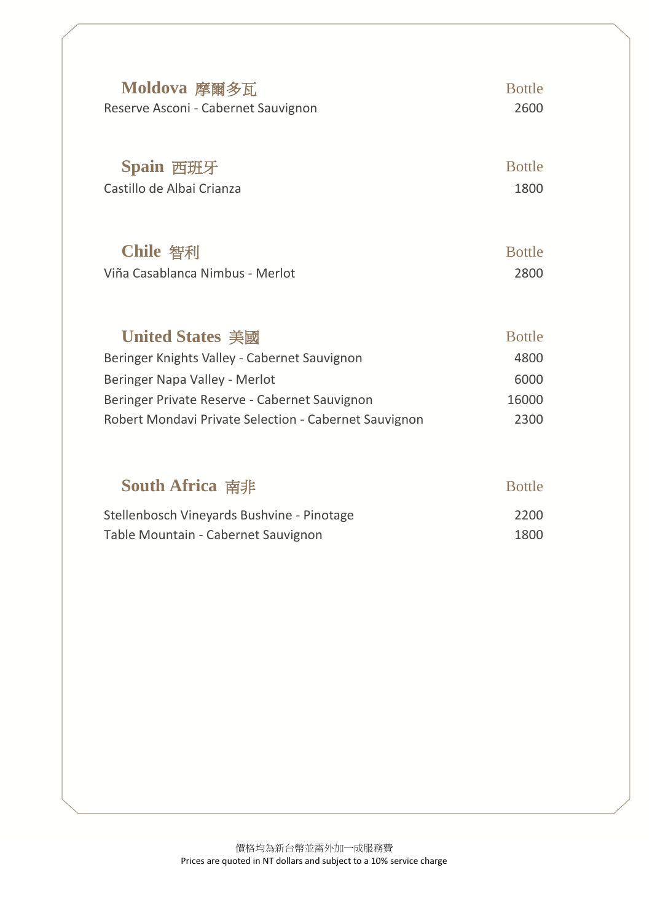## Moldova 摩爾多瓦

| | Bottle |
|---|---|
| Reserve Asconi - Cabernet Sauvignon | 2600 |

## Spain 西班牙

| | Bottle |
|---|---|
| Castillo de Albai Crianza | 1800 |

## Chile 智利

| | Bottle |
|---|---|
| Viña Casablanca Nimbus - Merlot | 2800 |

## United States 美國

| | Bottle |
|---|---|
| Beringer Knights Valley - Cabernet Sauvignon | 4800 |
| Beringer Napa Valley - Merlot | 6000 |
| Beringer Private Reserve - Cabernet Sauvignon | 16000 |
| Robert Mondavi Private Selection - Cabernet Sauvignon | 2300 |

## South Africa 南非

| | Bottle |
|---|---|
| Stellenbosch Vineyards Bushvine - Pinotage | 2200 |
| Table Mountain - Cabernet Sauvignon | 1800 |

價格均為新台幣並需外加一成服務費
Prices are quoted in NT dollars and subject to a 10% service charge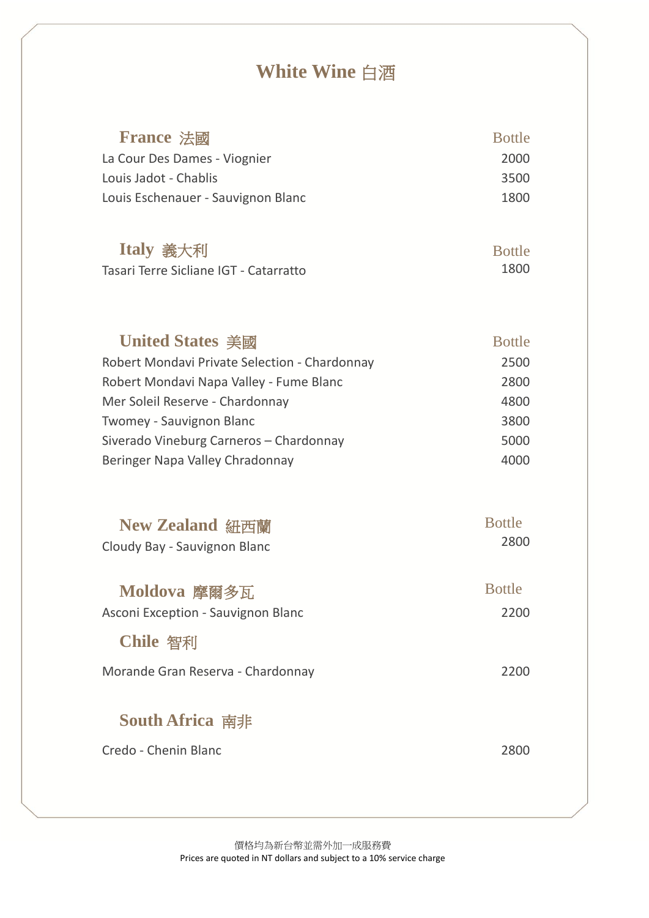# White Wine 白酒

## France 法國

| Wine | Bottle |
|---|---|
| La Cour Des Dames - Viognier | 2000 |
| Louis Jadot - Chablis | 3500 |
| Louis Eschenauer - Sauvignon Blanc | 1800 |

## Italy 義大利

| Wine | Bottle |
|---|---|
| Tasari Terre Sicliane IGT - Catarratto | 1800 |

## United States 美國

| Wine | Bottle |
|---|---|
| Robert Mondavi Private Selection - Chardonnay | 2500 |
| Robert Mondavi Napa Valley - Fume Blanc | 2800 |
| Mer Soleil Reserve - Chardonnay | 4800 |
| Twomey - Sauvignon Blanc | 3800 |
| Siverado Vineburg Carneros – Chardonnay | 5000 |
| Beringer Napa Valley Chradonnay | 4000 |

## New Zealand 紐西蘭

| Wine | Bottle |
|---|---|
| Cloudy Bay - Sauvignon Blanc | 2800 |

## Moldova 摩爾多瓦

| Wine | Bottle |
|---|---|
| Asconi Exception - Sauvignon Blanc | 2200 |

## Chile 智利

| Wine | Bottle |
|---|---|
| Morande Gran Reserva - Chardonnay | 2200 |

## South Africa 南非

| Wine | Bottle |
|---|---|
| Credo - Chenin Blanc | 2800 |

價格均為新台幣並需外加一成服務費
Prices are quoted in NT dollars and subject to a 10% service charge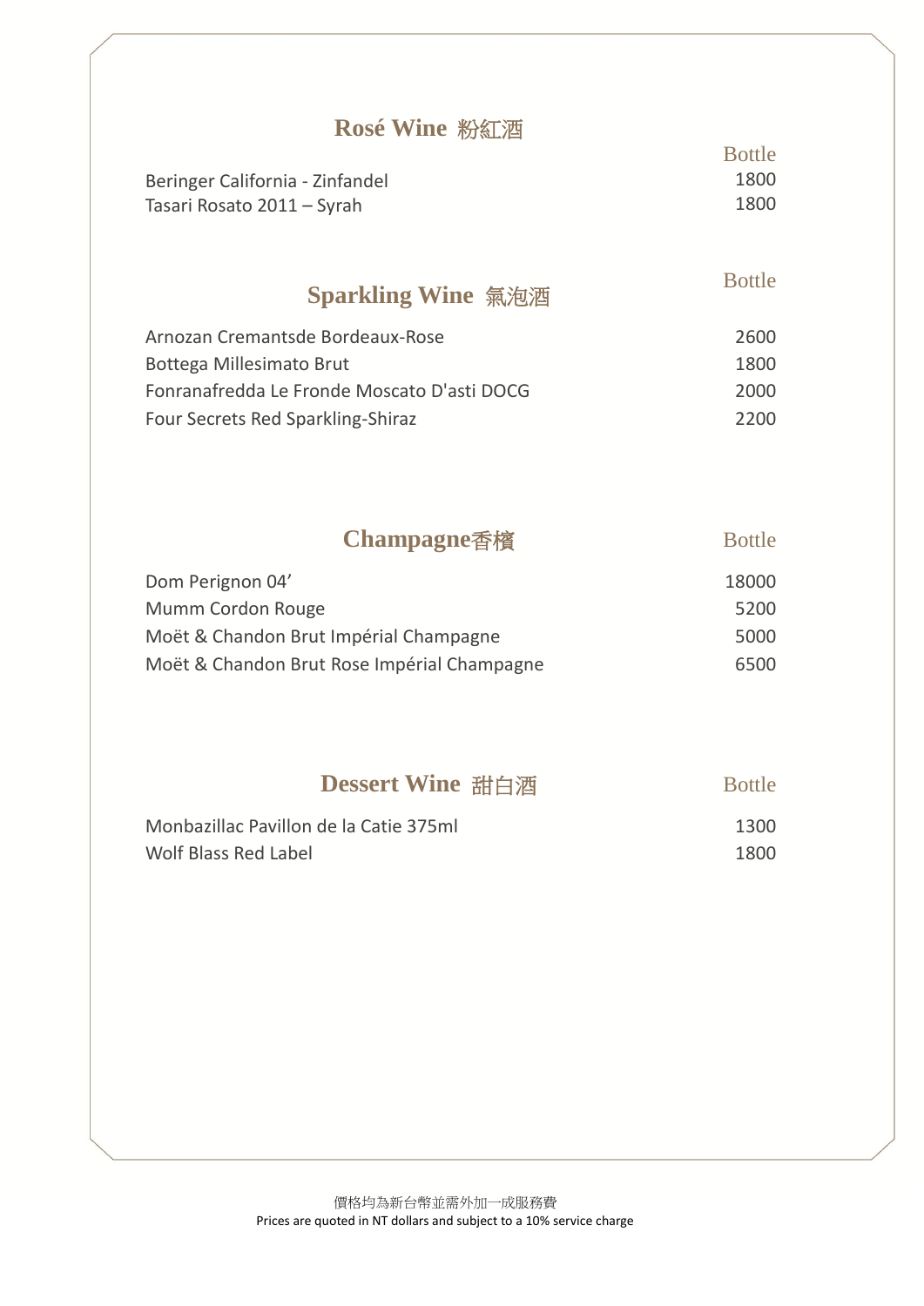## Rosé Wine 粉紅酒

| | Bottle |
|---|---|
| Beringer California - Zinfandel | 1800 |
| Tasari Rosato 2011 – Syrah | 1800 |

## Sparkling Wine 氣泡酒

| | Bottle |
|---|---|
| Arnozan Cremantsde Bordeaux-Rose | 2600 |
| Bottega Millesimato Brut | 1800 |
| Fonranafredda Le Fronde Moscato D'asti DOCG | 2000 |
| Four Secrets Red Sparkling-Shiraz | 2200 |

## Champagne香檳

| | Bottle |
|---|---|
| Dom Perignon 04’ | 18000 |
| Mumm Cordon Rouge | 5200 |
| Moët & Chandon Brut Impérial Champagne | 5000 |
| Moët & Chandon Brut Rose Impérial Champagne | 6500 |

## Dessert Wine 甜白酒

| | Bottle |
|---|---|
| Monbazillac Pavillon de la Catie 375ml | 1300 |
| Wolf Blass Red Label | 1800 |

價格均為新台幣並需外加一成服務費

Prices are quoted in NT dollars and subject to a 10% service charge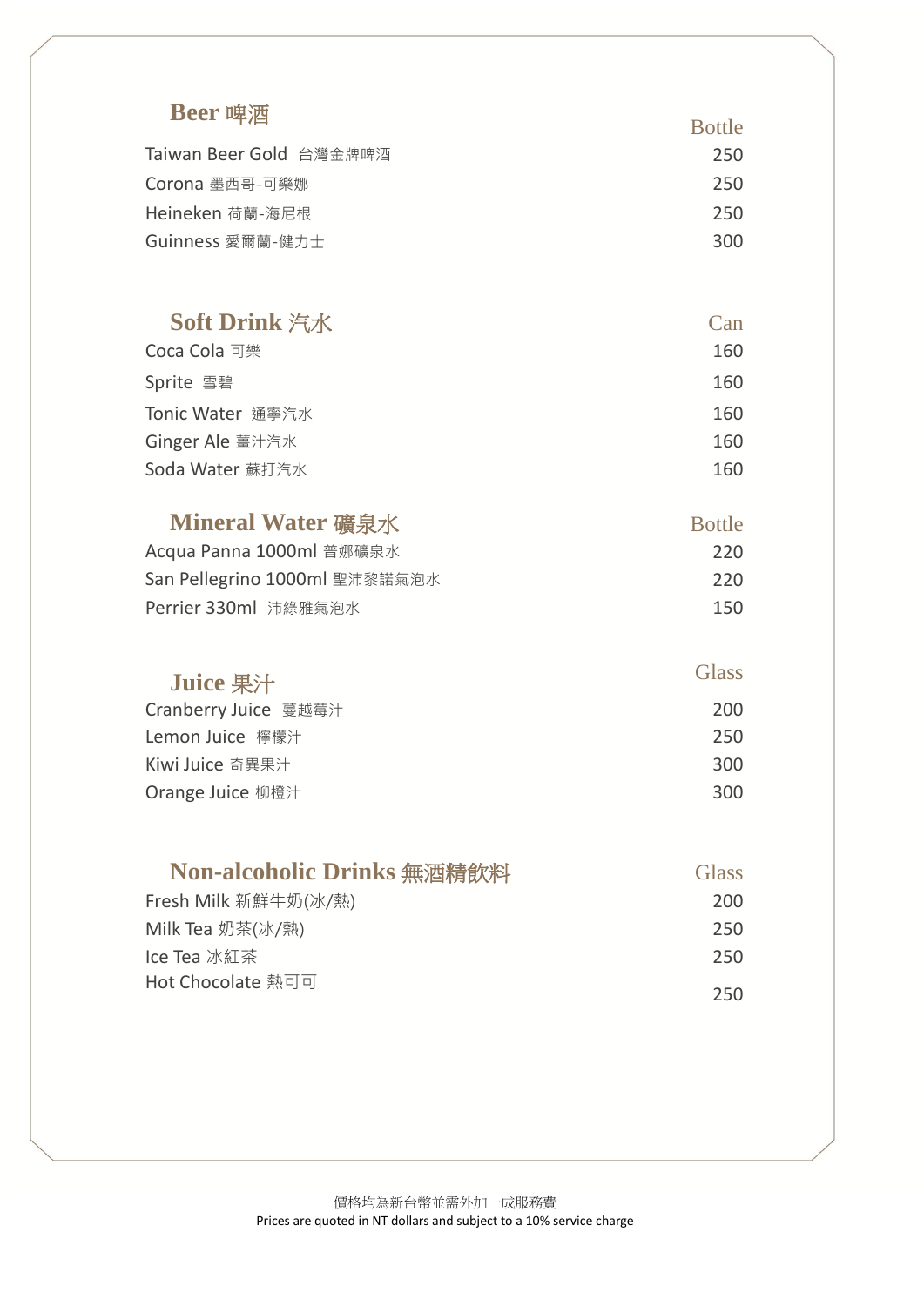## Beer 啤酒

| | Bottle |
|---|---|
| Taiwan Beer Gold 台灣金牌啤酒 | 250 |
| Corona 墨西哥-可樂娜 | 250 |
| Heineken 荷蘭-海尼根 | 250 |
| Guinness 愛爾蘭-健力士 | 300 |

## Soft Drink 汽水

| | Can |
|---|---|
| Coca Cola 可樂 | 160 |
| Sprite 雪碧 | 160 |
| Tonic Water 通寧汽水 | 160 |
| Ginger Ale 薑汁汽水 | 160 |
| Soda Water 蘇打汽水 | 160 |

## Mineral Water 礦泉水

| | Bottle |
|---|---|
| Acqua Panna 1000ml 普娜礦泉水 | 220 |
| San Pellegrino 1000ml 聖沛黎諾氣泡水 | 220 |
| Perrier 330ml 沛綠雅氣泡水 | 150 |

## Juice 果汁

| | Glass |
|---|---|
| Cranberry Juice 蔓越莓汁 | 200 |
| Lemon Juice 檸檬汁 | 250 |
| Kiwi Juice 奇異果汁 | 300 |
| Orange Juice 柳橙汁 | 300 |

## Non-alcoholic Drinks 無酒精飲料

| | Glass |
|---|---|
| Fresh Milk 新鮮牛奶(冰/熱) | 200 |
| Milk Tea 奶茶(冰/熱) | 250 |
| Ice Tea 冰紅茶 | 250 |
| Hot Chocolate 熱可可 | 250 |

價格均為新台幣並需外加一成服務費
Prices are quoted in NT dollars and subject to a 10% service charge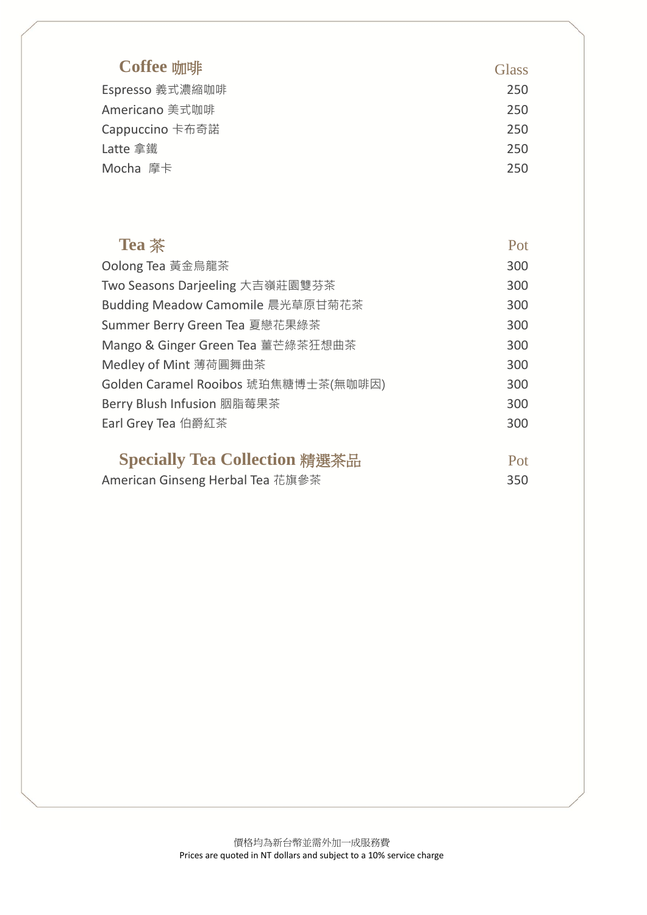| Coffee 咖啡 | Glass |
| --- | --- |
| Espresso 義式濃縮咖啡 | 250 |
| Americano 美式咖啡 | 250 |
| Cappuccino 卡布奇諾 | 250 |
| Latte 拿鐵 | 250 |
| Mocha 摩卡 | 250 |

| Tea 茶 | Pot |
| --- | --- |
| Oolong Tea 黃金烏龍茶 | 300 |
| Two Seasons Darjeeling 大吉嶺莊園雙芬茶 | 300 |
| Budding Meadow Camomile 晨光草原甘菊花茶 | 300 |
| Summer Berry Green Tea 夏戀花果綠茶 | 300 |
| Mango & Ginger Green Tea 薑芒綠茶狂想曲茶 | 300 |
| Medley of Mint 薄荷圓舞曲茶 | 300 |
| Golden Caramel Rooibos 琥珀焦糖博士茶(無咖啡因) | 300 |
| Berry Blush Infusion 胭脂莓果茶 | 300 |
| Earl Grey Tea 伯爵紅茶 | 300 |

| Specially Tea Collection 精選茶品 | Pot |
| --- | --- |
| American Ginseng Herbal Tea 花旗參茶 | 350 |

價格均為新台幣並需外加一成服務費
Prices are quoted in NT dollars and subject to a 10% service charge